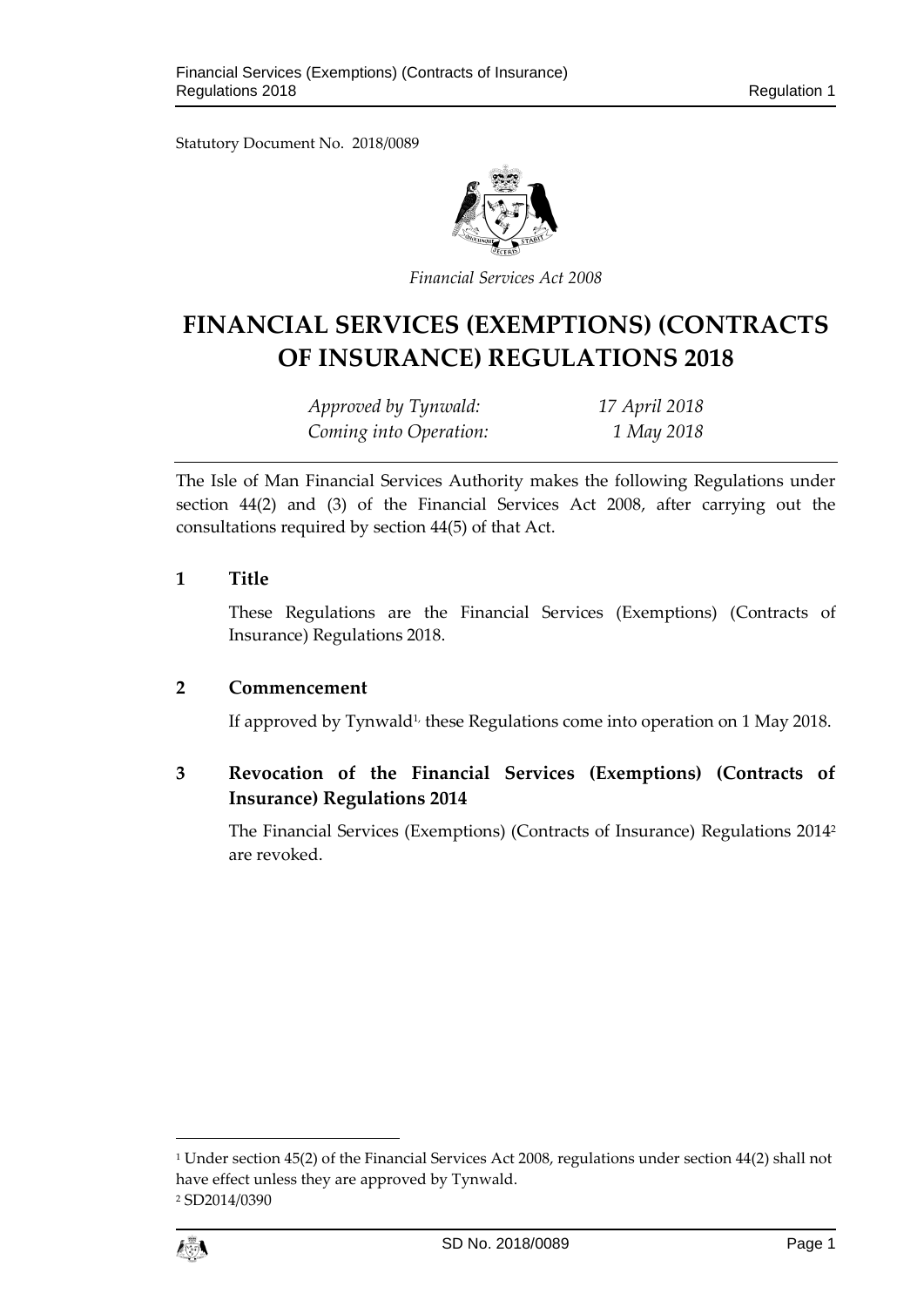Statutory Document No. 2018/0089

*Financial Services Act 2008*

# FINANCIAL SERVICES (EXEMPTIONS) (CONTRACTS OF INSURANCE) REGULATIONS 2018

| | |
|---|---|
| *Approved by Tynwald:* | *17 April 2018* |
| *Coming into Operation:* | *1 May 2018* |

The Isle of Man Financial Services Authority makes the following Regulations under section 44(2) and (3) of the Financial Services Act 2008, after carrying out the consultations required by section 44(5) of that Act.

## 1 Title

These Regulations are the Financial Services (Exemptions) (Contracts of Insurance) Regulations 2018.

## 2 Commencement

If approved by Tynwald[1], these Regulations come into operation on 1 May 2018.

## 3 Revocation of the Financial Services (Exemptions) (Contracts of Insurance) Regulations 2014

The Financial Services (Exemptions) (Contracts of Insurance) Regulations 2014[2] are revoked.

---

[1] Under section 45(2) of the Financial Services Act 2008, regulations under section 44(2) shall not have effect unless they are approved by Tynwald.

[2] SD2014/0390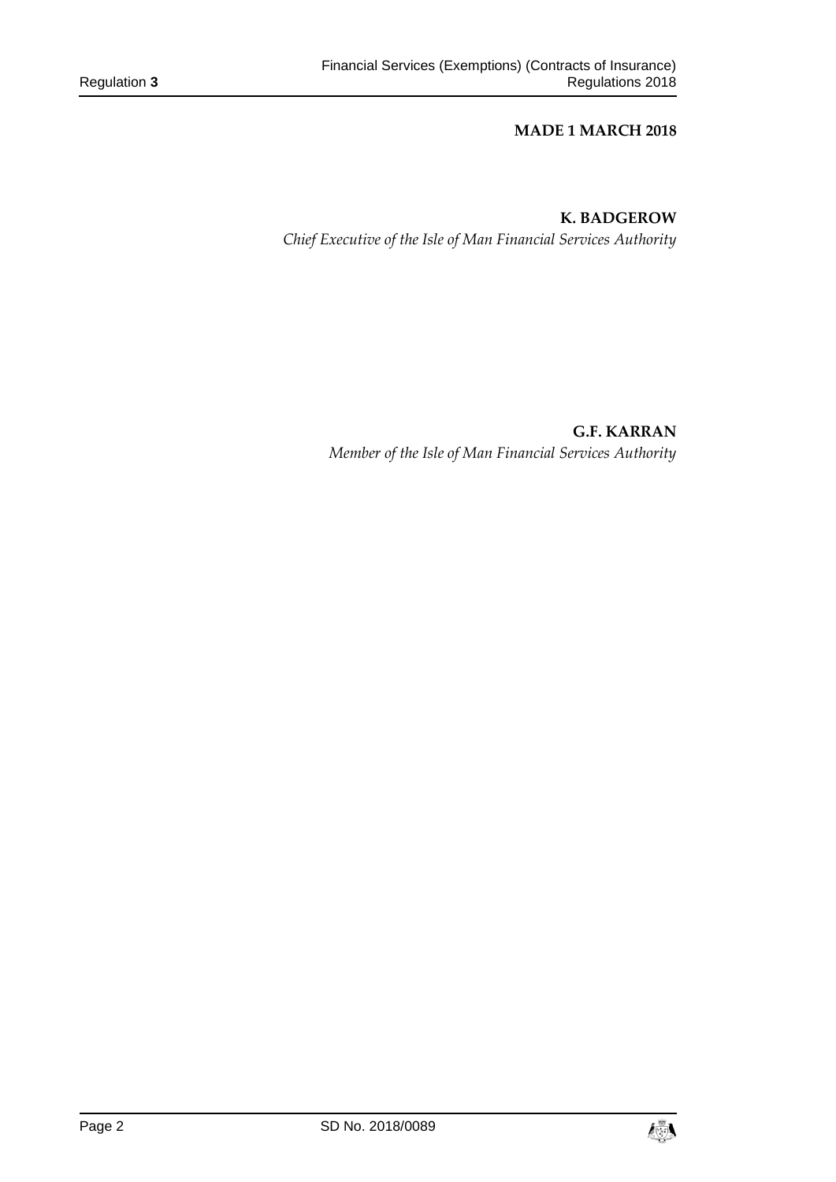**MADE 1 MARCH 2018**

**K. BADGEROW**
*Chief Executive of the Isle of Man Financial Services Authority*

**G.F. KARRAN**
*Member of the Isle of Man Financial Services Authority*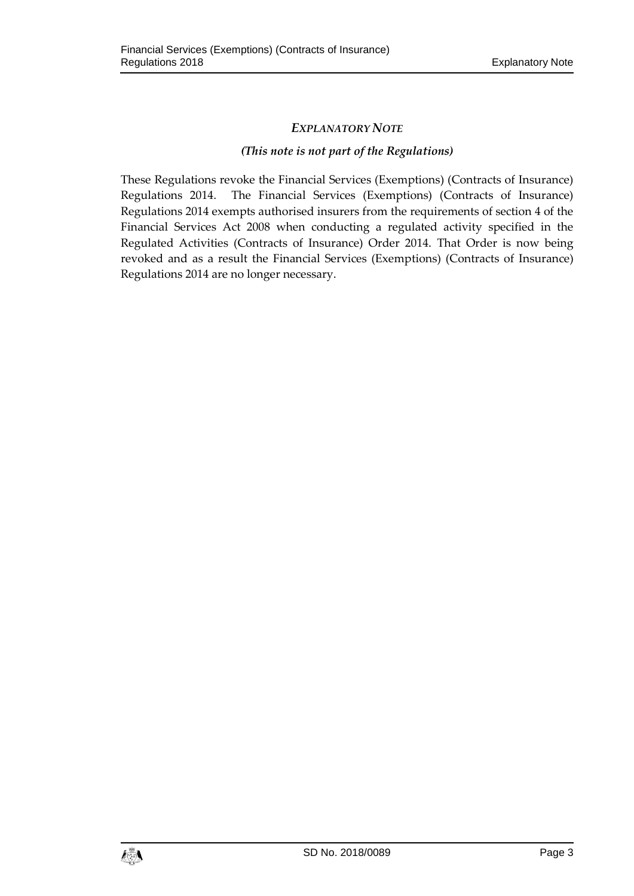## *EXPLANATORY NOTE*

### *(This note is not part of the Regulations)*

These Regulations revoke the Financial Services (Exemptions) (Contracts of Insurance) Regulations 2014. The Financial Services (Exemptions) (Contracts of Insurance) Regulations 2014 exempts authorised insurers from the requirements of section 4 of the Financial Services Act 2008 when conducting a regulated activity specified in the Regulated Activities (Contracts of Insurance) Order 2014. That Order is now being revoked and as a result the Financial Services (Exemptions) (Contracts of Insurance) Regulations 2014 are no longer necessary.